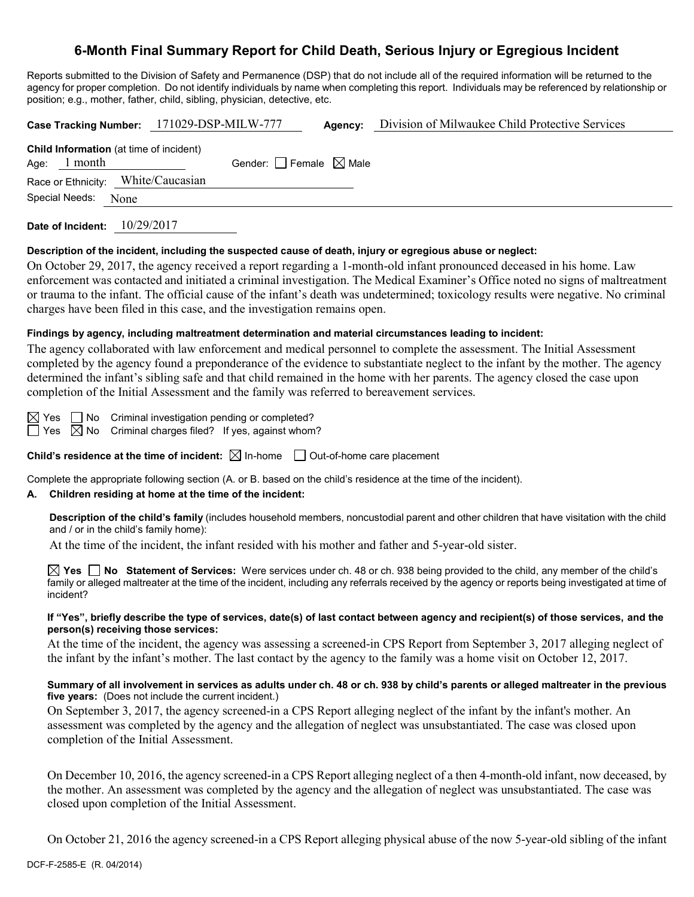# 6-Month Final Summary Report for Child Death, Serious Injury or Egregious Incident

Reports submitted to the Division of Safety and Permanence (DSP) that do not include all of the required information will be returned to the agency for proper completion. Do not identify individuals by name when completing this report. Individuals may be referenced by relationship or position; e.g., mother, father, child, sibling, physician, detective, etc.

**Case Tracking Number:** 171029-DSP-MILW-777 **Agency:** Division of Milwaukee Child Protective Services

**Child Information** (at time of incident)

Age: 1 month Gender: ☐ Female ☒ Male

Race or Ethnicity: White/Caucasian

Special Needs: None

**Date of Incident:** 10/29/2017

**Description of the incident, including the suspected cause of death, injury or egregious abuse or neglect:**

On October 29, 2017, the agency received a report regarding a 1-month-old infant pronounced deceased in his home. Law enforcement was contacted and initiated a criminal investigation. The Medical Examiner's Office noted no signs of maltreatment or trauma to the infant. The official cause of the infant's death was undetermined; toxicology results were negative. No criminal charges have been filed in this case, and the investigation remains open.

**Findings by agency, including maltreatment determination and material circumstances leading to incident:**

The agency collaborated with law enforcement and medical personnel to complete the assessment. The Initial Assessment completed by the agency found a preponderance of the evidence to substantiate neglect to the infant by the mother. The agency determined the infant's sibling safe and that child remained in the home with her parents. The agency closed the case upon completion of the Initial Assessment and the family was referred to bereavement services.

☒ Yes ☐ No Criminal investigation pending or completed?

☐ Yes ☒ No Criminal charges filed? If yes, against whom?

**Child's residence at the time of incident:** ☒ In-home ☐ Out-of-home care placement

Complete the appropriate following section (A. or B. based on the child's residence at the time of the incident).

**A. Children residing at home at the time of the incident:**

**Description of the child's family** (includes household members, noncustodial parent and other children that have visitation with the child and / or in the child's family home):

At the time of the incident, the infant resided with his mother and father and 5-year-old sister.

☒ **Yes** ☐ **No Statement of Services:** Were services under ch. 48 or ch. 938 being provided to the child, any member of the child's family or alleged maltreater at the time of the incident, including any referrals received by the agency or reports being investigated at time of incident?

**If "Yes", briefly describe the type of services, date(s) of last contact between agency and recipient(s) of those services, and the person(s) receiving those services:**

At the time of the incident, the agency was assessing a screened-in CPS Report from September 3, 2017 alleging neglect of the infant by the infant's mother. The last contact by the agency to the family was a home visit on October 12, 2017.

**Summary of all involvement in services as adults under ch. 48 or ch. 938 by child's parents or alleged maltreater in the previous five years:** (Does not include the current incident.)

On September 3, 2017, the agency screened-in a CPS Report alleging neglect of the infant by the infant's mother. An assessment was completed by the agency and the allegation of neglect was unsubstantiated. The case was closed upon completion of the Initial Assessment.

On December 10, 2016, the agency screened-in a CPS Report alleging neglect of a then 4-month-old infant, now deceased, by the mother. An assessment was completed by the agency and the allegation of neglect was unsubstantiated. The case was closed upon completion of the Initial Assessment.

On October 21, 2016 the agency screened-in a CPS Report alleging physical abuse of the now 5-year-old sibling of the infant

DCF-F-2585-E (R. 04/2014)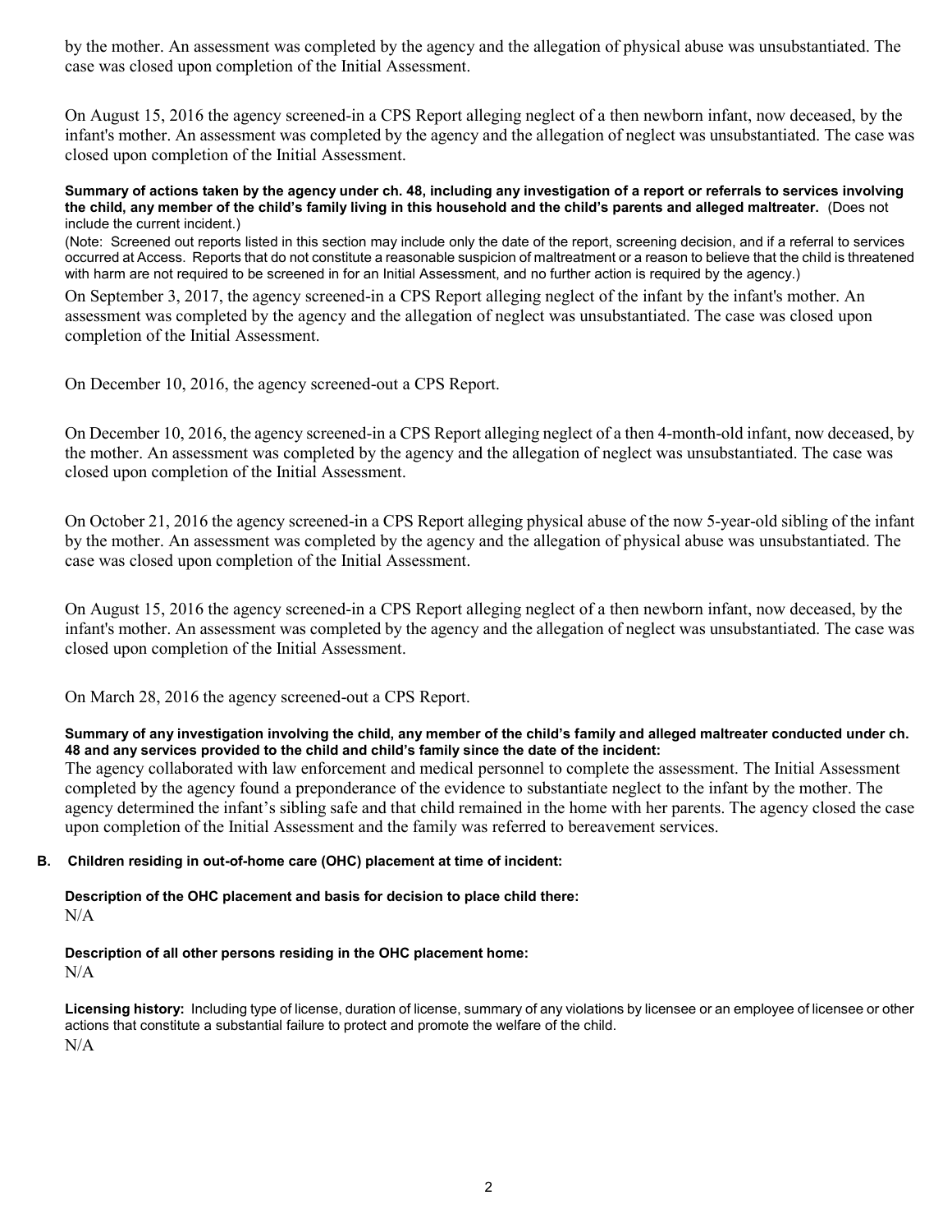by the mother. An assessment was completed by the agency and the allegation of physical abuse was unsubstantiated. The case was closed upon completion of the Initial Assessment.

On August 15, 2016 the agency screened-in a CPS Report alleging neglect of a then newborn infant, now deceased, by the infant's mother. An assessment was completed by the agency and the allegation of neglect was unsubstantiated. The case was closed upon completion of the Initial Assessment.

**Summary of actions taken by the agency under ch. 48, including any investigation of a report or referrals to services involving the child, any member of the child's family living in this household and the child's parents and alleged maltreater.** (Does not include the current incident.)

(Note: Screened out reports listed in this section may include only the date of the report, screening decision, and if a referral to services occurred at Access. Reports that do not constitute a reasonable suspicion of maltreatment or a reason to believe that the child is threatened with harm are not required to be screened in for an Initial Assessment, and no further action is required by the agency.)

On September 3, 2017, the agency screened-in a CPS Report alleging neglect of the infant by the infant's mother. An assessment was completed by the agency and the allegation of neglect was unsubstantiated. The case was closed upon completion of the Initial Assessment.

On December 10, 2016, the agency screened-out a CPS Report.

On December 10, 2016, the agency screened-in a CPS Report alleging neglect of a then 4-month-old infant, now deceased, by the mother. An assessment was completed by the agency and the allegation of neglect was unsubstantiated. The case was closed upon completion of the Initial Assessment.

On October 21, 2016 the agency screened-in a CPS Report alleging physical abuse of the now 5-year-old sibling of the infant by the mother. An assessment was completed by the agency and the allegation of physical abuse was unsubstantiated. The case was closed upon completion of the Initial Assessment.

On August 15, 2016 the agency screened-in a CPS Report alleging neglect of a then newborn infant, now deceased, by the infant's mother. An assessment was completed by the agency and the allegation of neglect was unsubstantiated. The case was closed upon completion of the Initial Assessment.

On March 28, 2016 the agency screened-out a CPS Report.

**Summary of any investigation involving the child, any member of the child's family and alleged maltreater conducted under ch. 48 and any services provided to the child and child's family since the date of the incident:**

The agency collaborated with law enforcement and medical personnel to complete the assessment. The Initial Assessment completed by the agency found a preponderance of the evidence to substantiate neglect to the infant by the mother. The agency determined the infant's sibling safe and that child remained in the home with her parents. The agency closed the case upon completion of the Initial Assessment and the family was referred to bereavement services.

## B. Children residing in out-of-home care (OHC) placement at time of incident:

**Description of the OHC placement and basis for decision to place child there:**

N/A

**Description of all other persons residing in the OHC placement home:**

N/A

**Licensing history:** Including type of license, duration of license, summary of any violations by licensee or an employee of licensee or other actions that constitute a substantial failure to protect and promote the welfare of the child.

N/A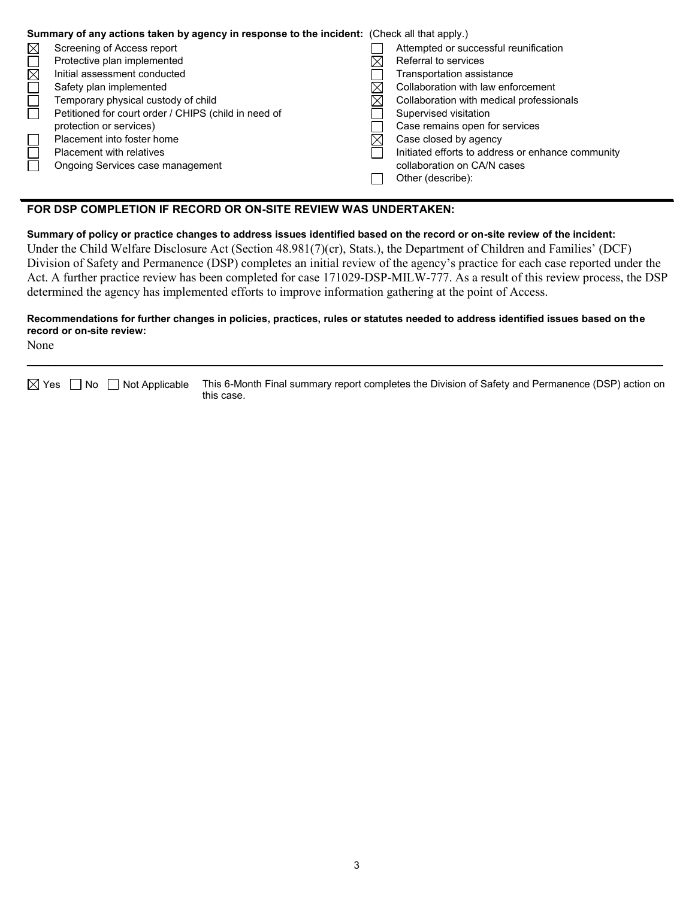**Summary of any actions taken by agency in response to the incident:** (Check all that apply.)

- [x] Screening of Access report
- [ ] Protective plan implemented
- [x] Initial assessment conducted
- [ ] Safety plan implemented
- [ ] Temporary physical custody of child
- [ ] Petitioned for court order / CHIPS (child in need of protection or services)
- [ ] Placement into foster home
- [ ] Placement with relatives
- [ ] Ongoing Services case management
- [ ] Attempted or successful reunification
- [x] Referral to services
- [ ] Transportation assistance
- [x] Collaboration with law enforcement
- [x] Collaboration with medical professionals
- [ ] Supervised visitation
- [ ] Case remains open for services
- [x] Case closed by agency
- [ ] Initiated efforts to address or enhance community collaboration on CA/N cases
- [ ] Other (describe):

---

**FOR DSP COMPLETION IF RECORD OR ON-SITE REVIEW WAS UNDERTAKEN:**

**Summary of policy or practice changes to address issues identified based on the record or on-site review of the incident:**

Under the Child Welfare Disclosure Act (Section 48.981(7)(cr), Stats.), the Department of Children and Families' (DCF) Division of Safety and Permanence (DSP) completes an initial review of the agency's practice for each case reported under the Act. A further practice review has been completed for case 171029-DSP-MILW-777. As a result of this review process, the DSP determined the agency has implemented efforts to improve information gathering at the point of Access.

**Recommendations for further changes in policies, practices, rules or statutes needed to address identified issues based on the record or on-site review:**

None

---

[x] Yes [ ] No [ ] Not Applicable — This 6-Month Final summary report completes the Division of Safety and Permanence (DSP) action on this case.